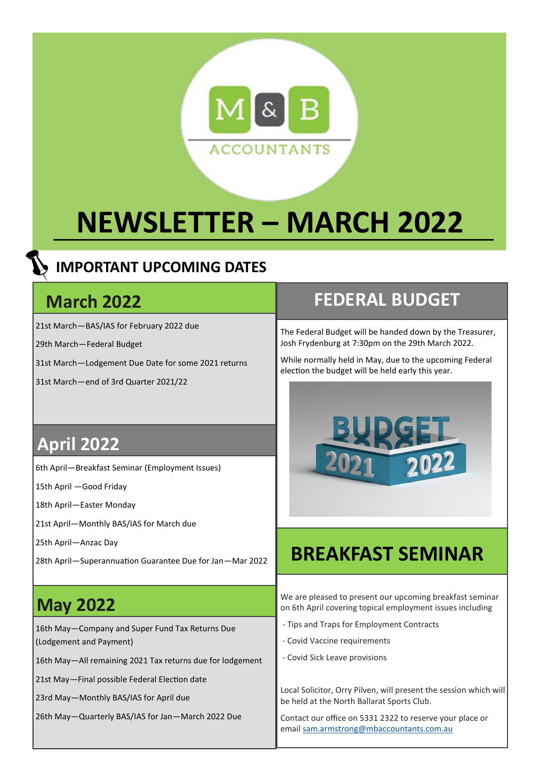M & B ACCOUNTANTS

# NEWSLETTER – MARCH 2022

## IMPORTANT UPCOMING DATES

### March 2022

21st March—BAS/IAS for February 2022 due

29th March—Federal Budget

31st March—Lodgement Due Date for some 2021 returns

31st March—end of 3rd Quarter 2021/22

### April 2022

6th April—Breakfast Seminar (Employment Issues)

15th April —Good Friday

18th April—Easter Monday

21st April—Monthly BAS/IAS for March due

25th April—Anzac Day

28th April—Superannuation Guarantee Due for Jan—Mar 2022

### May 2022

16th May—Company and Super Fund Tax Returns Due (Lodgement and Payment)

16th May—All remaining 2021 Tax returns due for lodgement

21st May—Final possible Federal Election date

23rd May—Monthly BAS/IAS for April due

26th May—Quarterly BAS/IAS for Jan—March 2022 Due

## FEDERAL BUDGET

The Federal Budget will be handed down by the Treasurer, Josh Frydenburg at 7:30pm on the 29th March 2022.

While normally held in May, due to the upcoming Federal election the budget will be held early this year.

## BREAKFAST SEMINAR

We are pleased to present our upcoming breakfast seminar on 6th April covering topical employment issues including

- Tips and Traps for Employment Contracts
- Covid Vaccine requirements
- Covid Sick Leave provisions

Local Solicitor, Orry Pilven, will present the session which will be held at the North Ballarat Sports Club.

Contact our office on 5331 2322 to reserve your place or email sam.armstrong@mbaccountants.com.au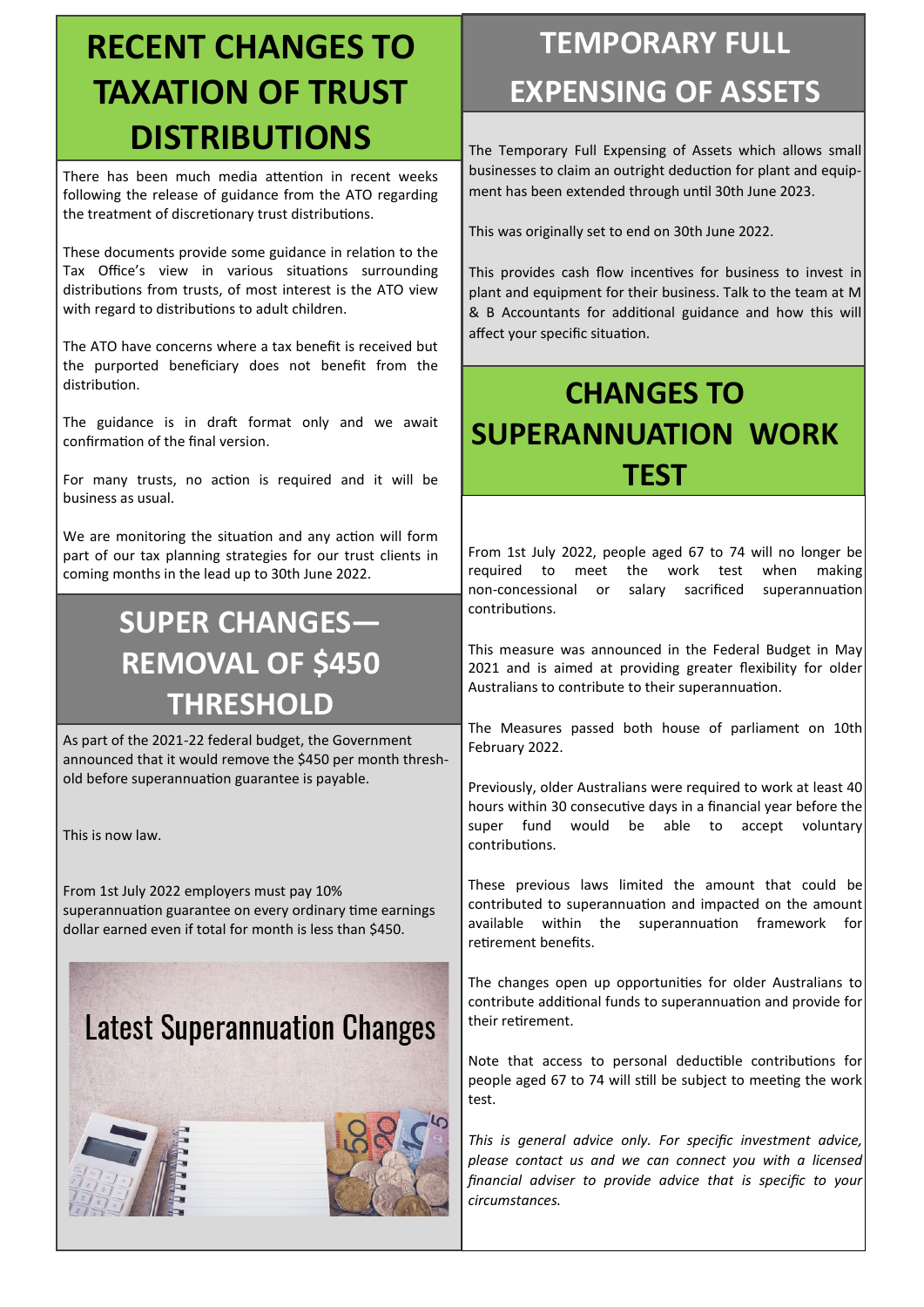# RECENT CHANGES TO TAXATION OF TRUST DISTRIBUTIONS

There has been much media attention in recent weeks following the release of guidance from the ATO regarding the treatment of discretionary trust distributions.

These documents provide some guidance in relation to the Tax Office's view in various situations surrounding distributions from trusts, of most interest is the ATO view with regard to distributions to adult children.

The ATO have concerns where a tax benefit is received but the purported beneficiary does not benefit from the distribution.

The guidance is in draft format only and we await confirmation of the final version.

For many trusts, no action is required and it will be business as usual.

We are monitoring the situation and any action will form part of our tax planning strategies for our trust clients in coming months in the lead up to 30th June 2022.

# SUPER CHANGES—REMOVAL OF $450 THRESHOLD

As part of the 2021-22 federal budget, the Government announced that it would remove the $450 per month threshold before superannuation guarantee is payable.

This is now law.

From 1st July 2022 employers must pay 10% superannuation guarantee on every ordinary time earnings dollar earned even if total for month is less than $450.

Latest Superannuation Changes

# TEMPORARY FULL EXPENSING OF ASSETS

The Temporary Full Expensing of Assets which allows small businesses to claim an outright deduction for plant and equipment has been extended through until 30th June 2023.

This was originally set to end on 30th June 2022.

This provides cash flow incentives for business to invest in plant and equipment for their business. Talk to the team at M & B Accountants for additional guidance and how this will affect your specific situation.

# CHANGES TO SUPERANNUATION WORK TEST

From 1st July 2022, people aged 67 to 74 will no longer be required to meet the work test when making non-concessional or salary sacrificed superannuation contributions.

This measure was announced in the Federal Budget in May 2021 and is aimed at providing greater flexibility for older Australians to contribute to their superannuation.

The Measures passed both house of parliament on 10th February 2022.

Previously, older Australians were required to work at least 40 hours within 30 consecutive days in a financial year before the super fund would be able to accept voluntary contributions.

These previous laws limited the amount that could be contributed to superannuation and impacted on the amount available within the superannuation framework for retirement benefits.

The changes open up opportunities for older Australians to contribute additional funds to superannuation and provide for their retirement.

Note that access to personal deductible contributions for people aged 67 to 74 will still be subject to meeting the work test.

*This is general advice only. For specific investment advice, please contact us and we can connect you with a licensed financial adviser to provide advice that is specific to your circumstances.*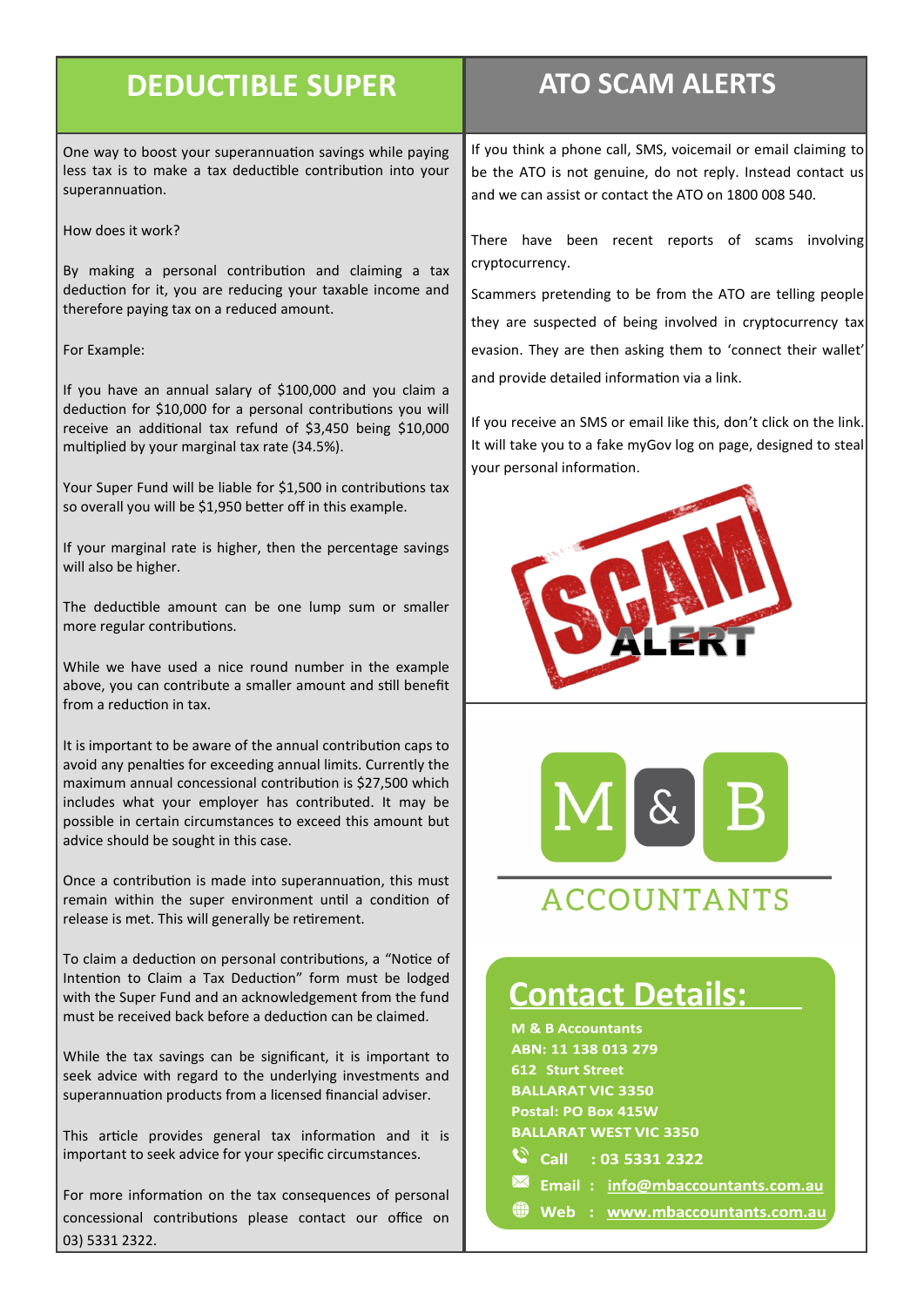## DEDUCTIBLE SUPER

One way to boost your superannuation savings while paying less tax is to make a tax deductible contribution into your superannuation.

How does it work?

By making a personal contribution and claiming a tax deduction for it, you are reducing your taxable income and therefore paying tax on a reduced amount.

For Example:

If you have an annual salary of $100,000 and you claim a deduction for $10,000 for a personal contributions you will receive an additional tax refund of $3,450 being $10,000 multiplied by your marginal tax rate (34.5%).

Your Super Fund will be liable for $1,500 in contributions tax so overall you will be $1,950 better off in this example.

If your marginal rate is higher, then the percentage savings will also be higher.

The deductible amount can be one lump sum or smaller more regular contributions.

While we have used a nice round number in the example above, you can contribute a smaller amount and still benefit from a reduction in tax.

It is important to be aware of the annual contribution caps to avoid any penalties for exceeding annual limits. Currently the maximum annual concessional contribution is $27,500 which includes what your employer has contributed. It may be possible in certain circumstances to exceed this amount but advice should be sought in this case.

Once a contribution is made into superannuation, this must remain within the super environment until a condition of release is met. This will generally be retirement.

To claim a deduction on personal contributions, a "Notice of Intention to Claim a Tax Deduction" form must be lodged with the Super Fund and an acknowledgement from the fund must be received back before a deduction can be claimed.

While the tax savings can be significant, it is important to seek advice with regard to the underlying investments and superannuation products from a licensed financial adviser.

This article provides general tax information and it is important to seek advice for your specific circumstances.

For more information on the tax consequences of personal concessional contributions please contact our office on 03) 5331 2322.

## ATO SCAM ALERTS

If you think a phone call, SMS, voicemail or email claiming to be the ATO is not genuine, do not reply. Instead contact us and we can assist or contact the ATO on 1800 008 540.

There have been recent reports of scams involving cryptocurrency.

Scammers pretending to be from the ATO are telling people they are suspected of being involved in cryptocurrency tax evasion. They are then asking them to 'connect their wallet' and provide detailed information via a link.

If you receive an SMS or email like this, don't click on the link. It will take you to a fake myGov log on page, designed to steal your personal information.

SCAM ALERT

M & B ACCOUNTANTS

## Contact Details:

**M & B Accountants**
**ABN: 11 138 013 279**
**612 Sturt Street**
**BALLARAT VIC 3350**
**Postal: PO Box 415W**
**BALLARAT WEST VIC 3350**

**Call : 03 5331 2322**
**Email : info@mbaccountants.com.au**
**Web : www.mbaccountants.com.au**